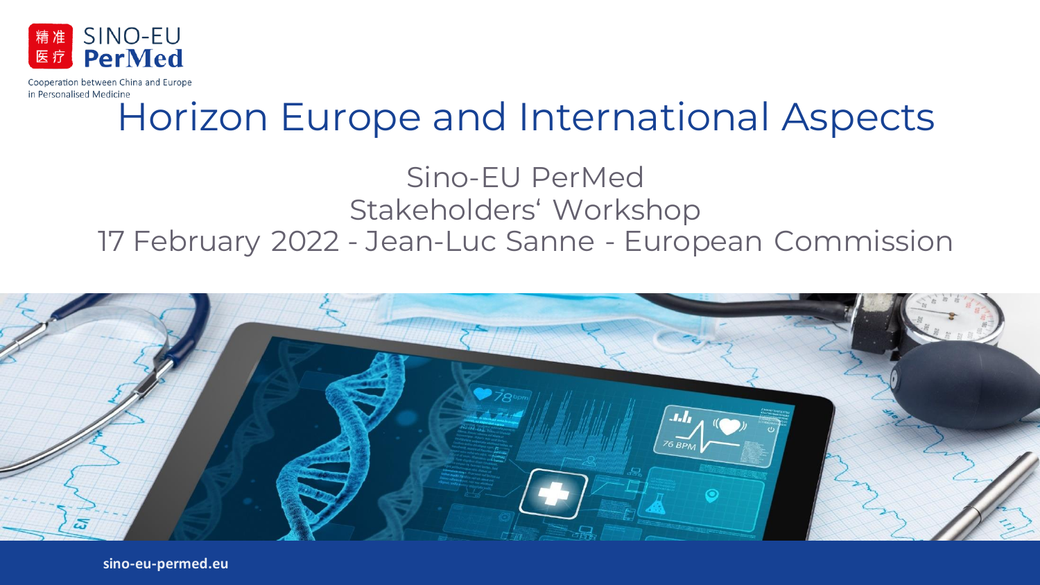精准医疗 SINO-EU PerMed

Cooperation between China and Europe in Personalised Medicine

# Horizon Europe and International Aspects

Sino-EU PerMed
Stakeholders' Workshop
17 February 2022 - Jean-Luc Sanne - European Commission

sino-eu-permed.eu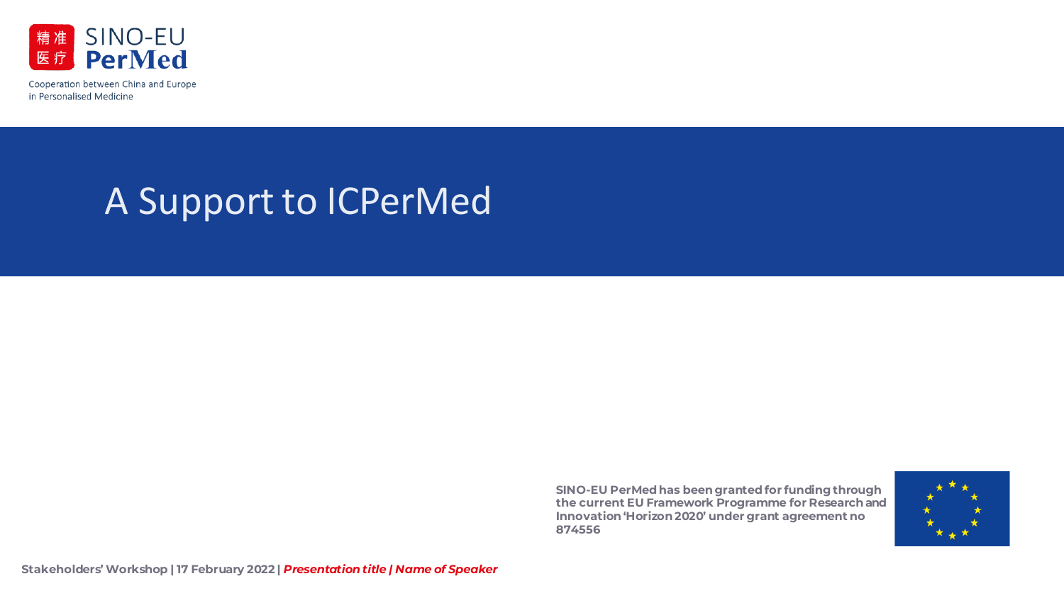SINO-EU PerMed

Cooperation between China and Europe in Personalised Medicine

# A Support to ICPerMed

SINO-EU PerMed has been granted for funding through the current EU Framework Programme for Research and Innovation 'Horizon 2020' under grant agreement no 874556

Stakeholders' Workshop | 17 February 2022 | *Presentation title | Name of Speaker*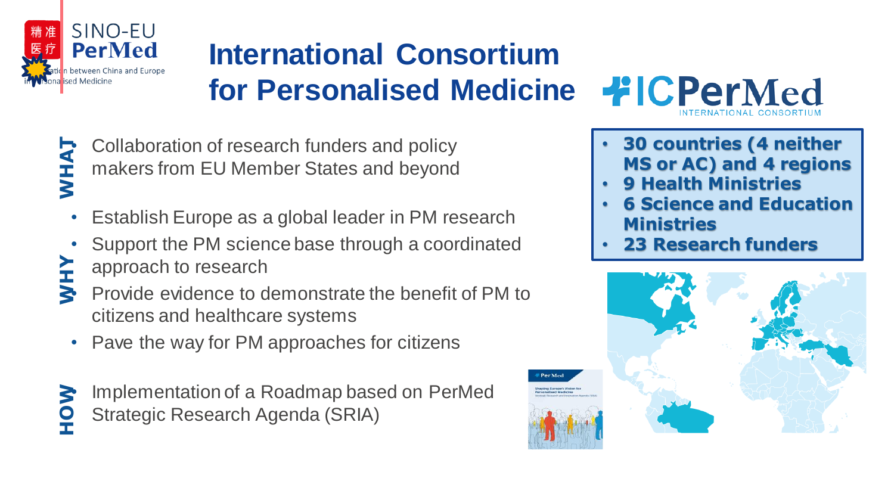# International Consortium for Personalised Medicine

ICPerMed INTERNATIONAL CONSORTIUM

**WHAT**

Collaboration of research funders and policy makers from EU Member States and beyond

**WHY**

- Establish Europe as a global leader in PM research
- Support the PM science base through a coordinated approach to research
- Provide evidence to demonstrate the benefit of PM to citizens and healthcare systems
- Pave the way for PM approaches for citizens

**HOW**

Implementation of a Roadmap based on PerMed Strategic Research Agenda (SRIA)

- **30 countries (4 neither MS or AC) and 4 regions**
- **9 Health Ministries**
- **6 Science and Education Ministries**
- **23 Research funders**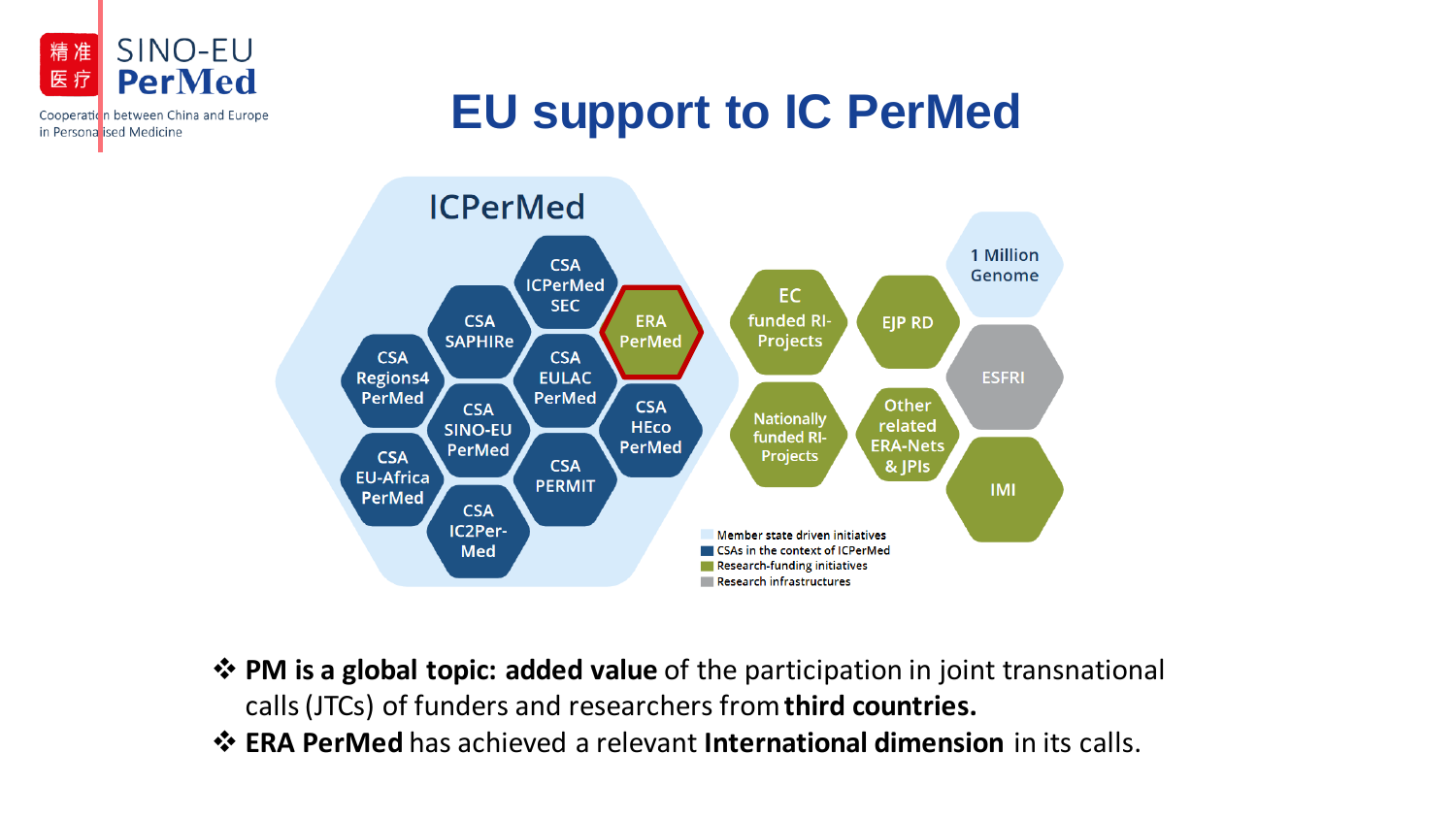# EU support to IC PerMed

ICPerMed

CSA ICPerMed SEC

CSA SAPHIRe

ERA PerMed

CSA Regions4 PerMed

CSA EULAC PerMed

CSA SINO-EU PerMed

CSA HEco PerMed

CSA EU-Africa PerMed

CSA PERMIT

CSA IC2Per-Med

EC funded RI-Projects

EJP RD

1 Million Genome

ESFRI

Nationally funded RI-Projects

Other related ERA-Nets & JPIs

IMI

- Member state driven initiatives
- CSAs in the context of ICPerMed
- Research-funding initiatives
- Research infrastructures

❖ **PM is a global topic: added value** of the participation in joint transnational calls (JTCs) of funders and researchers from **third countries.**

❖ **ERA PerMed** has achieved a relevant **International dimension** in its calls.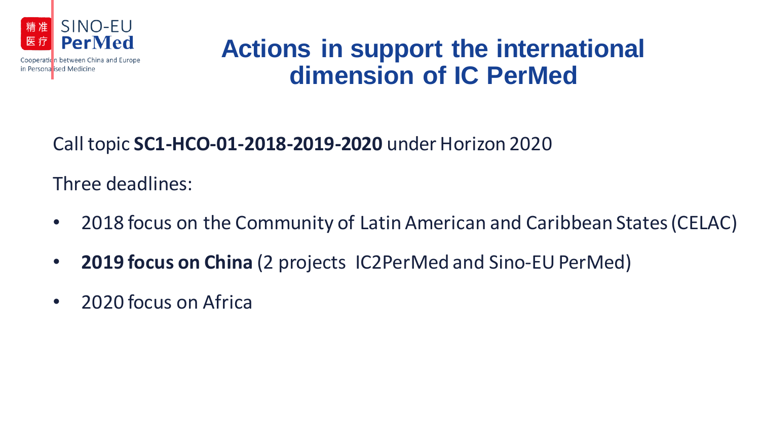# Actions in support the international dimension of IC PerMed

Call topic **SC1-HCO-01-2018-2019-2020** under Horizon 2020

Three deadlines:

- 2018 focus on the Community of Latin American and Caribbean States (CELAC)
- **2019 focus on China** (2 projects IC2PerMed and Sino-EU PerMed)
- 2020 focus on Africa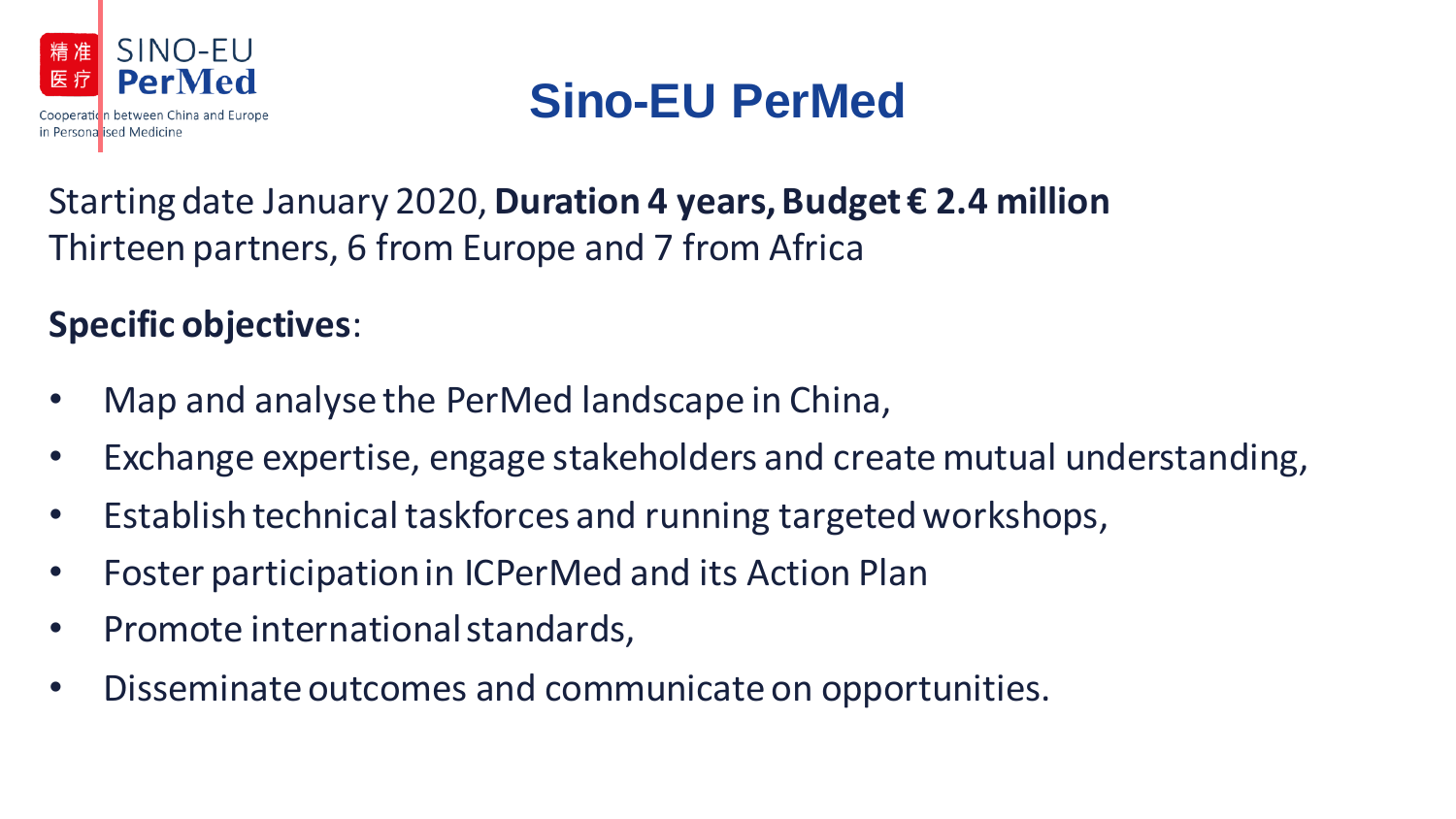# Sino-EU PerMed

Starting date January 2020, **Duration 4 years, Budget € 2.4 million**
Thirteen partners, 6 from Europe and 7 from Africa

**Specific objectives**:

- Map and analyse the PerMed landscape in China,
- Exchange expertise, engage stakeholders and create mutual understanding,
- Establish technical taskforces and running targeted workshops,
- Foster participation in ICPerMed and its Action Plan
- Promote international standards,
- Disseminate outcomes and communicate on opportunities.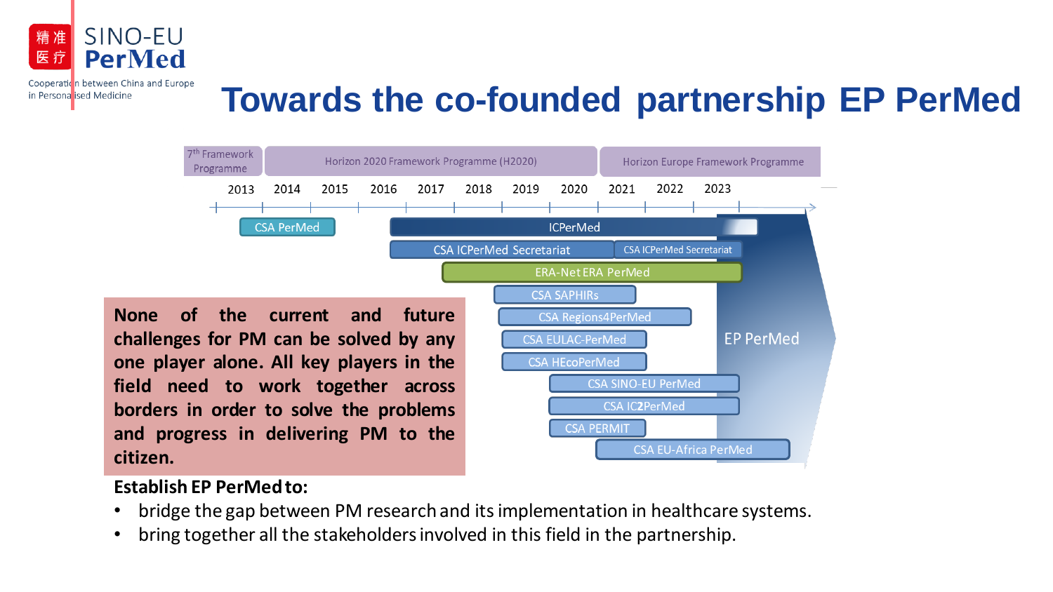# Towards the co-founded partnership EP PerMed

| | |
|---|---|
| 7th Framework Programme | 2013 |
| Horizon 2020 Framework Programme (H2020) | 2014–2020 |
| Horizon Europe Framework Programme | 2021–2023 |

- CSA PerMed
- ICPerMed
- CSA ICPerMed Secretariat
- CSA ICPerMed Secretariat
- ERA-Net ERA PerMed
- CSA SAPHIRs
- CSA Regions4PerMed
- CSA EULAC-PerMed
- CSA HEcoPerMed
- CSA SINO-EU PerMed
- CSA IC2PerMed
- CSA PERMIT
- CSA EU-Africa PerMed
- EP PerMed

**None of the current and future challenges for PM can be solved by any one player alone. All key players in the field need to work together across borders in order to solve the problems and progress in delivering PM to the citizen.**

**Establish EP PerMed to:**

- bridge the gap between PM research and its implementation in healthcare systems.
- bring together all the stakeholders involved in this field in the partnership.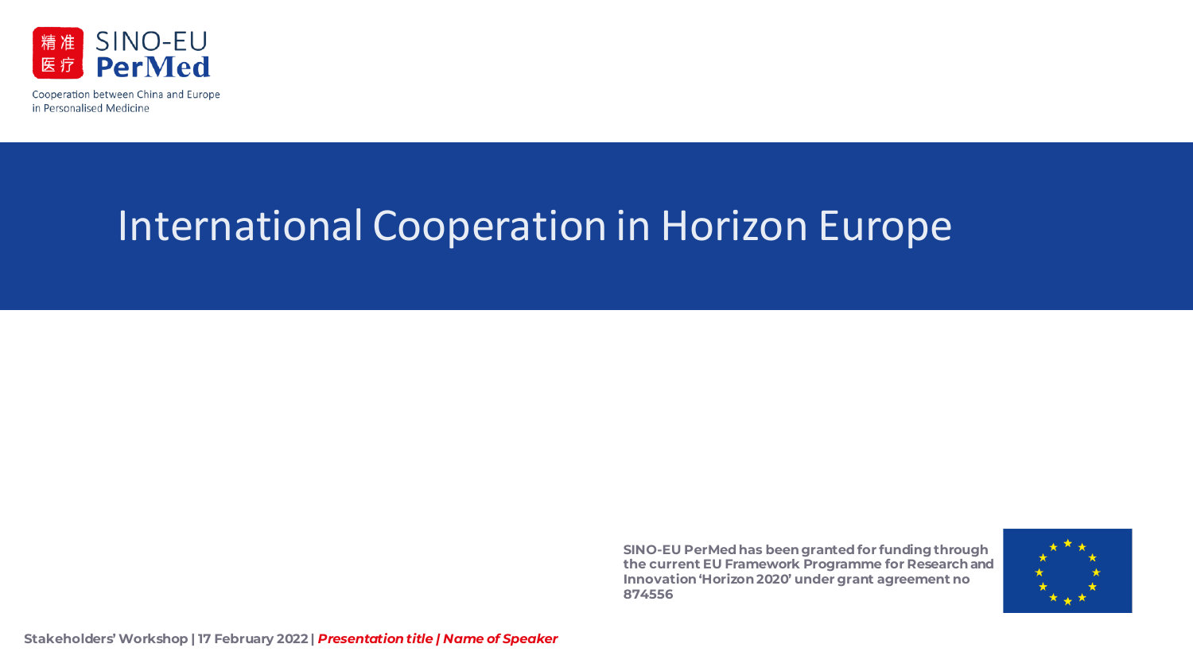SINO-EU PerMed

Cooperation between China and Europe in Personalised Medicine

# International Cooperation in Horizon Europe

**SINO-EU PerMed has been granted for funding through the current EU Framework Programme for Research and Innovation 'Horizon 2020' under grant agreement no 874556**

**Stakeholders' Workshop | 17 February 2022 | *Presentation title | Name of Speaker***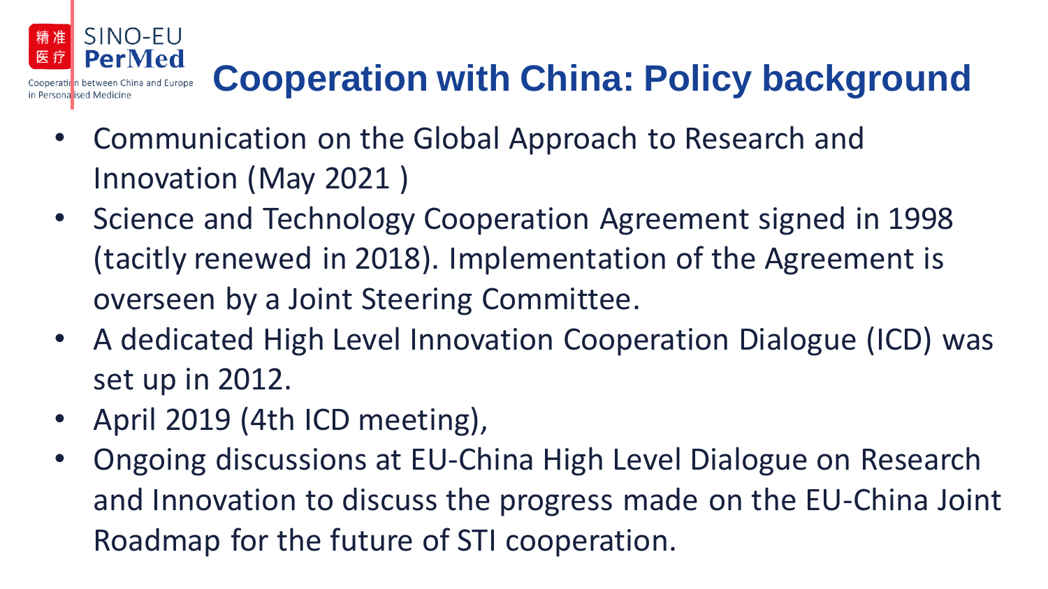# Cooperation with China: Policy background

- Communication on the Global Approach to Research and Innovation (May 2021 )
- Science and Technology Cooperation Agreement signed in 1998 (tacitly renewed in 2018). Implementation of the Agreement is overseen by a Joint Steering Committee.
- A dedicated High Level Innovation Cooperation Dialogue (ICD) was set up in 2012.
- April 2019 (4th ICD meeting),
- Ongoing discussions at EU-China High Level Dialogue on Research and Innovation to discuss the progress made on the EU-China Joint Roadmap for the future of STI cooperation.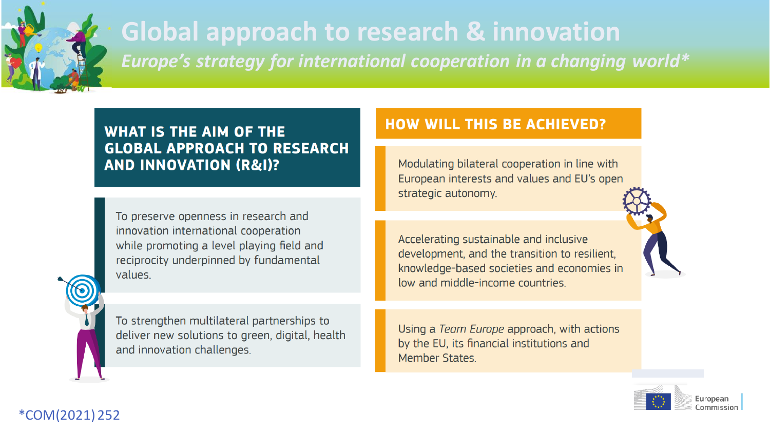# Global approach to research & innovation

*Europe's strategy for international cooperation in a changing world**

## WHAT IS THE AIM OF THE GLOBAL APPROACH TO RESEARCH AND INNOVATION (R&I)?

To preserve openness in research and innovation international cooperation while promoting a level playing field and reciprocity underpinned by fundamental values.

To strengthen multilateral partnerships to deliver new solutions to green, digital, health and innovation challenges.

## HOW WILL THIS BE ACHIEVED?

Modulating bilateral cooperation in line with European interests and values and EU's open strategic autonomy.

Accelerating sustainable and inclusive development, and the transition to resilient, knowledge-based societies and economies in low and middle-income countries.

Using a *Team Europe* approach, with actions by the EU, its financial institutions and Member States.

*COM(2021) 252

European Commission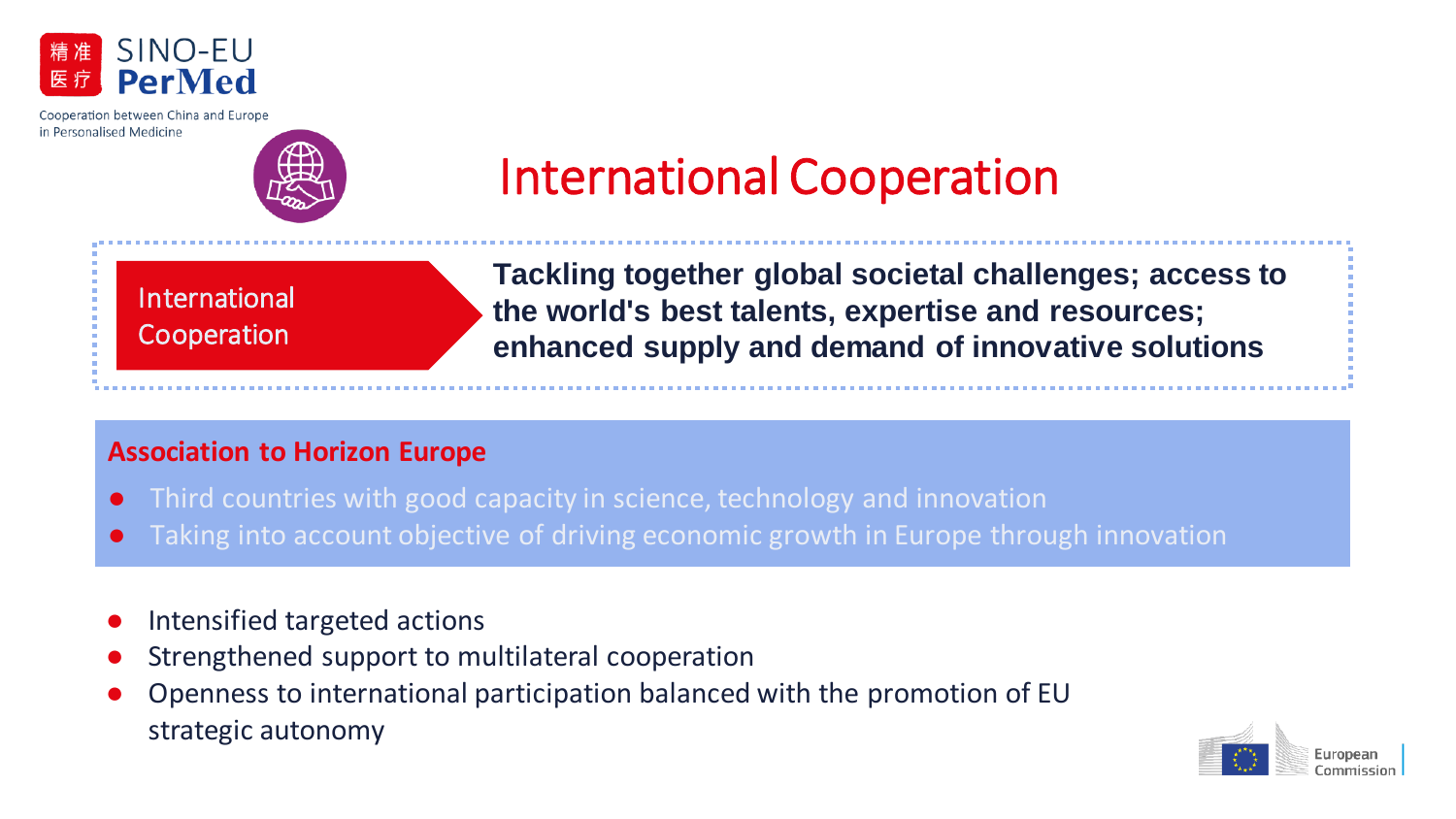# International Cooperation

**International Cooperation**

**Tackling together global societal challenges; access to the world's best talents, expertise and resources; enhanced supply and demand of innovative solutions**

### Association to Horizon Europe

- Third countries with good capacity in science, technology and innovation
- Taking into account objective of driving economic growth in Europe through innovation

- Intensified targeted actions
- Strengthened support to multilateral cooperation
- Openness to international participation balanced with the promotion of EU strategic autonomy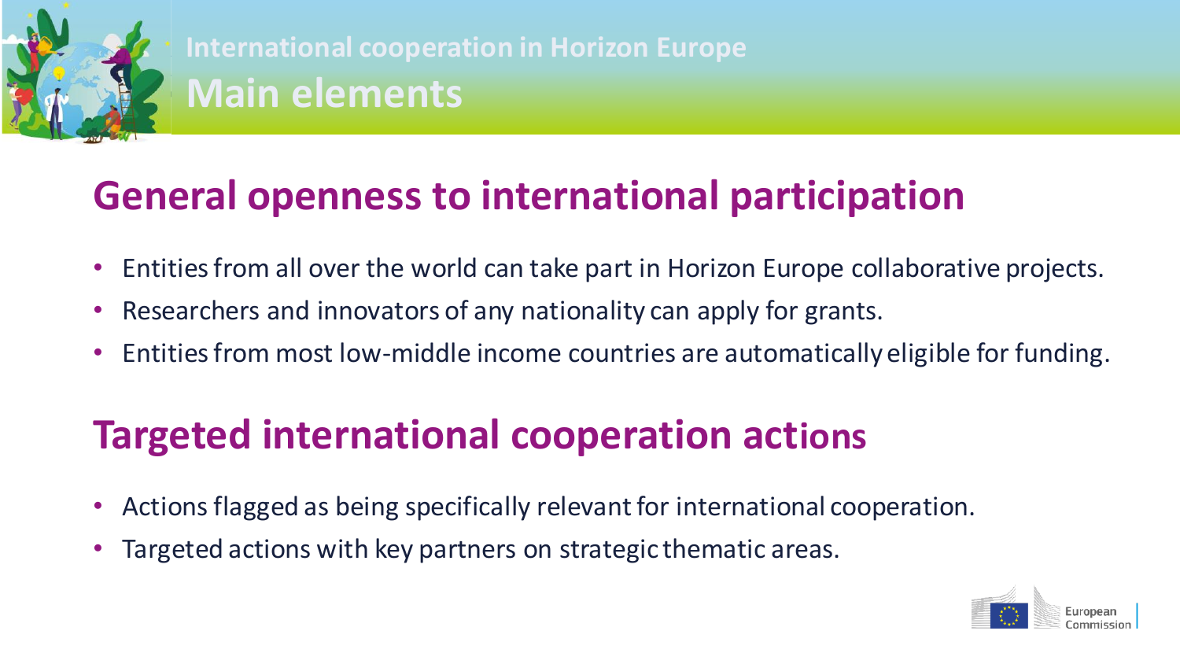# International cooperation in Horizon Europe
## Main elements

### General openness to international participation

- Entities from all over the world can take part in Horizon Europe collaborative projects.
- Researchers and innovators of any nationality can apply for grants.
- Entities from most low-middle income countries are automatically eligible for funding.

### Targeted international cooperation actions

- Actions flagged as being specifically relevant for international cooperation.
- Targeted actions with key partners on strategic thematic areas.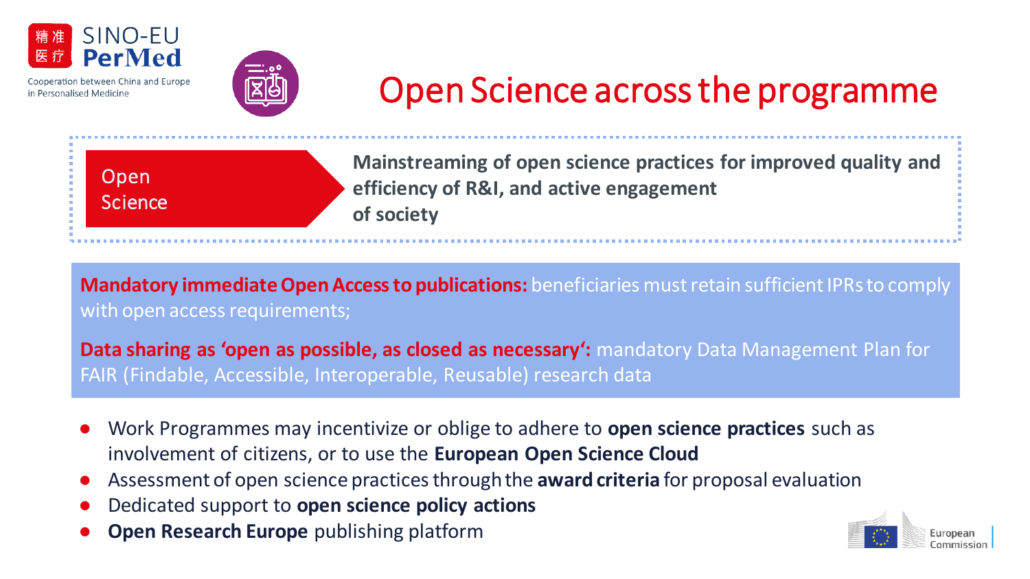# Open Science across the programme

**Open Science**

**Mainstreaming of open science practices for improved quality and efficiency of R&I, and active engagement of society**

**Mandatory immediate Open Access to publications:** beneficiaries must retain sufficient IPRs to comply with open access requirements;

**Data sharing as 'open as possible, as closed as necessary':** mandatory Data Management Plan for FAIR (Findable, Accessible, Interoperable, Reusable) research data

- Work Programmes may incentivize or oblige to adhere to **open science practices** such as involvement of citizens, or to use the **European Open Science Cloud**
- Assessment of open science practices through the **award criteria** for proposal evaluation
- Dedicated support to **open science policy actions**
- **Open Research Europe** publishing platform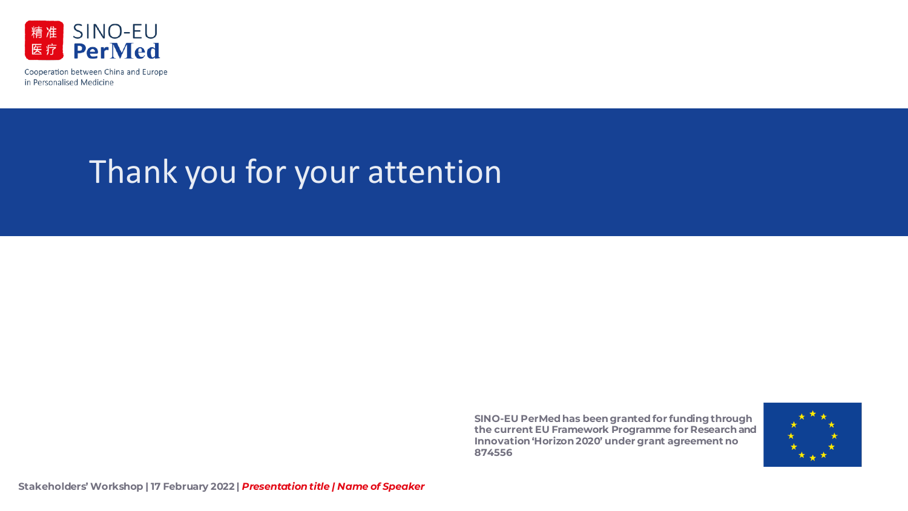SINO-EU PerMed

Cooperation between China and Europe in Personalised Medicine

# Thank you for your attention

**SINO-EU PerMed has been granted for funding through the current EU Framework Programme for Research and Innovation 'Horizon 2020' under grant agreement no 874556**

**Stakeholders' Workshop | 17 February 2022 | *Presentation title | Name of Speaker***